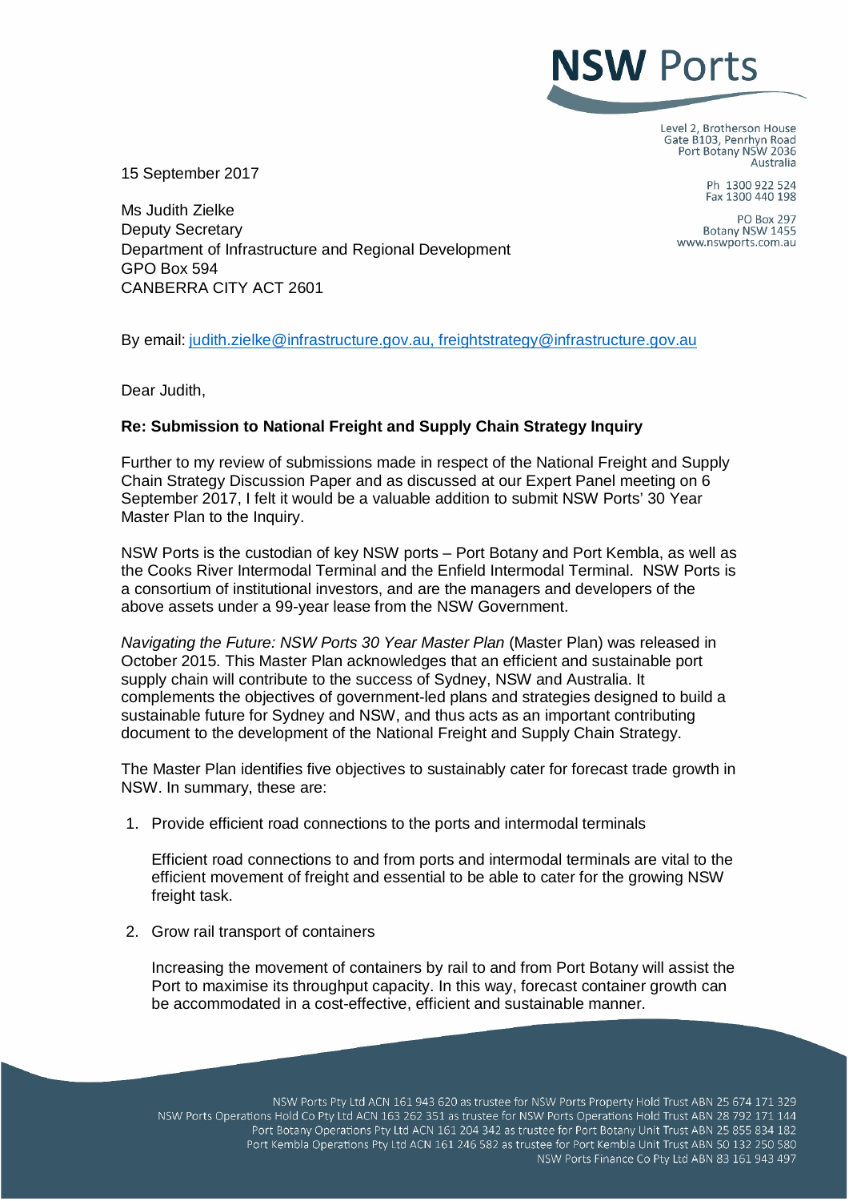NSW Ports

Level 2, Brotherson House
Gate B103, Penrhyn Road
Port Botany NSW 2036
Australia

Ph 1300 922 524
Fax 1300 440 198

PO Box 297
Botany NSW 1455
www.nswports.com.au

15 September 2017

Ms Judith Zielke
Deputy Secretary
Department of Infrastructure and Regional Development
GPO Box 594
CANBERRA CITY ACT 2601

By email: judith.zielke@infrastructure.gov.au, freightstrategy@infrastructure.gov.au

Dear Judith,

**Re: Submission to National Freight and Supply Chain Strategy Inquiry**

Further to my review of submissions made in respect of the National Freight and Supply Chain Strategy Discussion Paper and as discussed at our Expert Panel meeting on 6 September 2017, I felt it would be a valuable addition to submit NSW Ports' 30 Year Master Plan to the Inquiry.

NSW Ports is the custodian of key NSW ports – Port Botany and Port Kembla, as well as the Cooks River Intermodal Terminal and the Enfield Intermodal Terminal. NSW Ports is a consortium of institutional investors, and are the managers and developers of the above assets under a 99-year lease from the NSW Government.

*Navigating the Future: NSW Ports 30 Year Master Plan* (Master Plan) was released in October 2015. This Master Plan acknowledges that an efficient and sustainable port supply chain will contribute to the success of Sydney, NSW and Australia. It complements the objectives of government-led plans and strategies designed to build a sustainable future for Sydney and NSW, and thus acts as an important contributing document to the development of the National Freight and Supply Chain Strategy.

The Master Plan identifies five objectives to sustainably cater for forecast trade growth in NSW. In summary, these are:

1. Provide efficient road connections to the ports and intermodal terminals

   Efficient road connections to and from ports and intermodal terminals are vital to the efficient movement of freight and essential to be able to cater for the growing NSW freight task.

2. Grow rail transport of containers

   Increasing the movement of containers by rail to and from Port Botany will assist the Port to maximise its throughput capacity. In this way, forecast container growth can be accommodated in a cost-effective, efficient and sustainable manner.

NSW Ports Pty Ltd ACN 161 943 620 as trustee for NSW Ports Property Hold Trust ABN 25 674 171 329
NSW Ports Operations Hold Co Pty Ltd ACN 163 262 351 as trustee for NSW Ports Operations Hold Trust ABN 28 792 171 144
Port Botany Operations Pty Ltd ACN 161 204 342 as trustee for Port Botany Unit Trust ABN 25 855 834 182
Port Kembla Operations Pty Ltd ACN 161 246 582 as trustee for Port Kembla Unit Trust ABN 50 132 250 580
NSW Ports Finance Co Pty Ltd ABN 83 161 943 497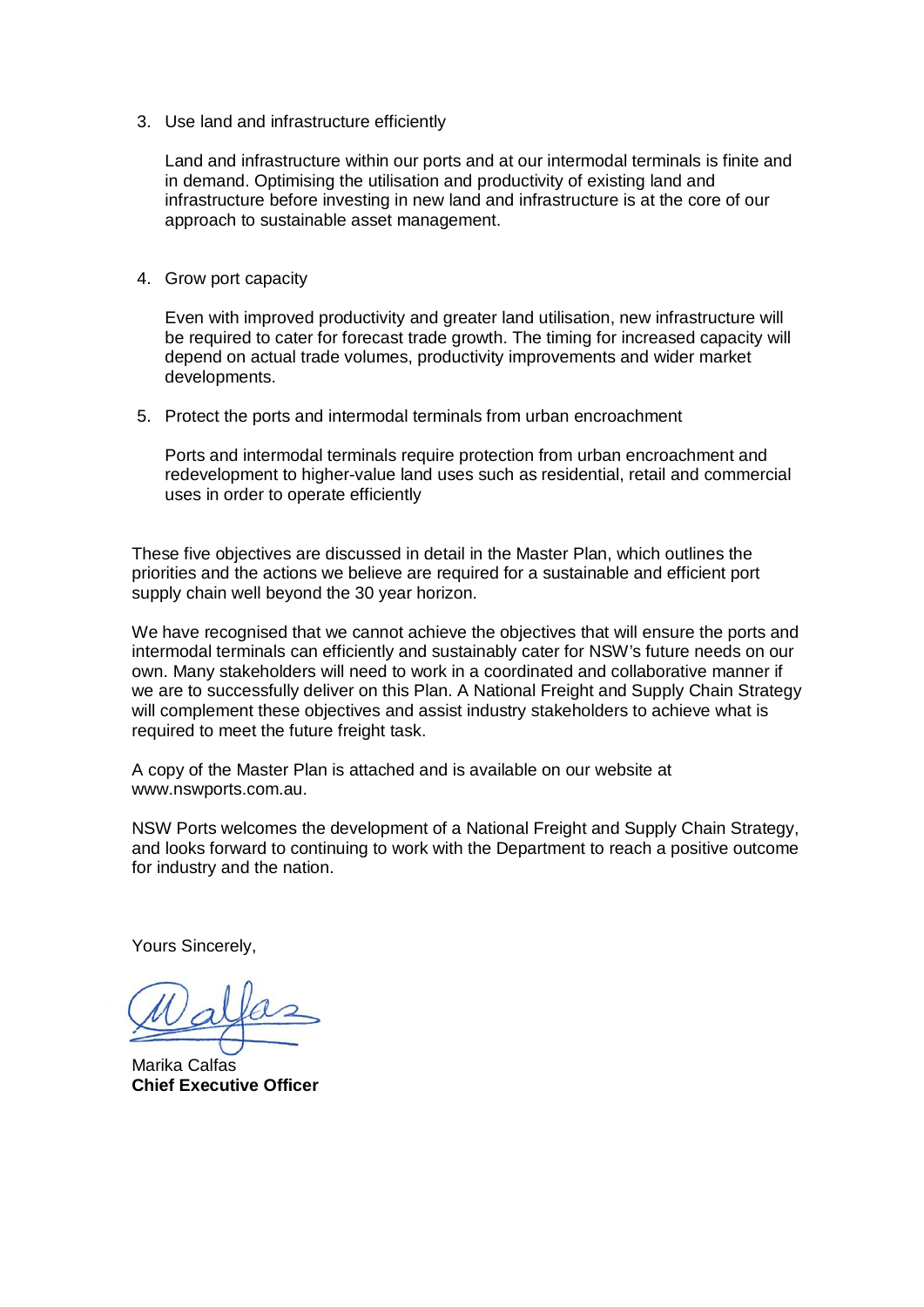3. Use land and infrastructure efficiently

   Land and infrastructure within our ports and at our intermodal terminals is finite and in demand. Optimising the utilisation and productivity of existing land and infrastructure before investing in new land and infrastructure is at the core of our approach to sustainable asset management.

4. Grow port capacity

   Even with improved productivity and greater land utilisation, new infrastructure will be required to cater for forecast trade growth. The timing for increased capacity will depend on actual trade volumes, productivity improvements and wider market developments.

5. Protect the ports and intermodal terminals from urban encroachment

   Ports and intermodal terminals require protection from urban encroachment and redevelopment to higher-value land uses such as residential, retail and commercial uses in order to operate efficiently

These five objectives are discussed in detail in the Master Plan, which outlines the priorities and the actions we believe are required for a sustainable and efficient port supply chain well beyond the 30 year horizon.

We have recognised that we cannot achieve the objectives that will ensure the ports and intermodal terminals can efficiently and sustainably cater for NSW's future needs on our own. Many stakeholders will need to work in a coordinated and collaborative manner if we are to successfully deliver on this Plan. A National Freight and Supply Chain Strategy will complement these objectives and assist industry stakeholders to achieve what is required to meet the future freight task.

A copy of the Master Plan is attached and is available on our website at www.nswports.com.au.

NSW Ports welcomes the development of a National Freight and Supply Chain Strategy, and looks forward to continuing to work with the Department to reach a positive outcome for industry and the nation.

Yours Sincerely,

Marika Calfas
**Chief Executive Officer**